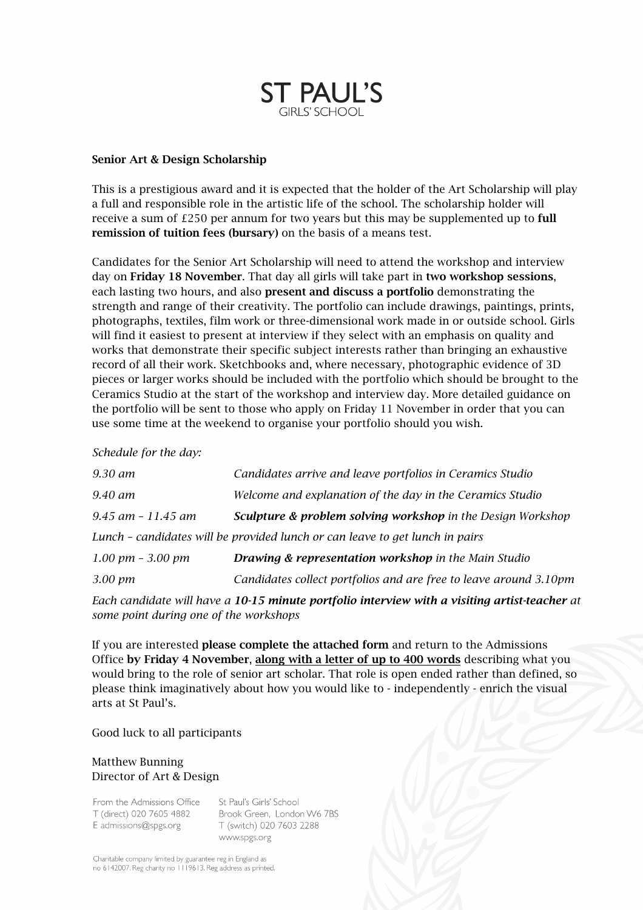# ST PAUL'S
GIRLS' SCHOOL

**Senior Art & Design Scholarship**

This is a prestigious award and it is expected that the holder of the Art Scholarship will play a full and responsible role in the artistic life of the school. The scholarship holder will receive a sum of £250 per annum for two years but this may be supplemented up to **full remission of tuition fees (bursary)** on the basis of a means test.

Candidates for the Senior Art Scholarship will need to attend the workshop and interview day on **Friday 18 November**. That day all girls will take part in **two workshop sessions**, each lasting two hours, and also **present and discuss a portfolio** demonstrating the strength and range of their creativity. The portfolio can include drawings, paintings, prints, photographs, textiles, film work or three-dimensional work made in or outside school. Girls will find it easiest to present at interview if they select with an emphasis on quality and works that demonstrate their specific subject interests rather than bringing an exhaustive record of all their work. Sketchbooks and, where necessary, photographic evidence of 3D pieces or larger works should be included with the portfolio which should be brought to the Ceramics Studio at the start of the workshop and interview day. More detailed guidance on the portfolio will be sent to those who apply on Friday 11 November in order that you can use some time at the weekend to organise your portfolio should you wish.

*Schedule for the day:*

| | |
|---|---|
| *9.30 am* | *Candidates arrive and leave portfolios in Ceramics Studio* |
| *9.40 am* | *Welcome and explanation of the day in the Ceramics Studio* |
| *9.45 am – 11.45 am* | ***Sculpture & problem solving workshop*** *in the Design Workshop* |
| *Lunch – candidates will be provided lunch or can leave to get lunch in pairs* | |
| *1.00 pm – 3.00 pm* | ***Drawing & representation workshop*** *in the Main Studio* |
| *3.00 pm* | *Candidates collect portfolios and are free to leave around 3.10pm* |

*Each candidate will have a* ***10-15 minute portfolio interview with a visiting artist-teacher*** *at some point during one of the workshops*

If you are interested **please complete the attached form** and return to the Admissions Office **by Friday 4 November**, **<u>along with a letter of up to 400 words</u>** describing what you would bring to the role of senior art scholar. That role is open ended rather than defined, so please think imaginatively about how you would like to - independently - enrich the visual arts at St Paul's.

Good luck to all participants

Matthew Bunning
Director of Art & Design

From the Admissions Office
T (direct) 020 7605 4882
E admissions@spgs.org

St Paul's Girls' School
Brook Green, London W6 7BS
T (switch) 020 7603 2288
www.spgs.org

Charitable company limited by guarantee reg in England as no 6142007. Reg charity no 1119613. Reg address as printed.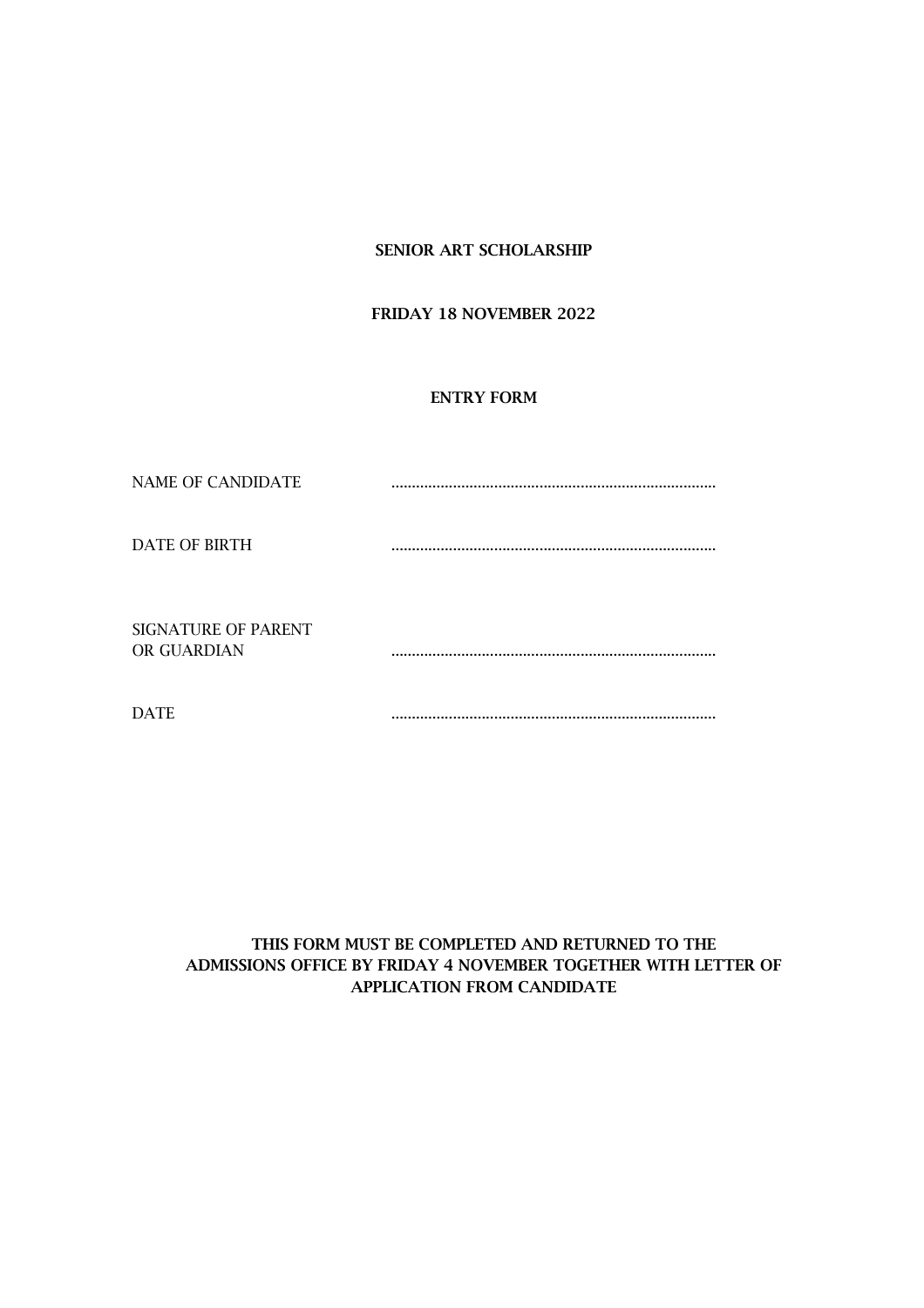**SENIOR ART SCHOLARSHIP**

**FRIDAY 18 NOVEMBER 2022**

**ENTRY FORM**

NAME OF CANDIDATE ..............................................................................

DATE OF BIRTH ..............................................................................

SIGNATURE OF PARENT OR GUARDIAN ..............................................................................

DATE ..............................................................................

**THIS FORM MUST BE COMPLETED AND RETURNED TO THE ADMISSIONS OFFICE BY FRIDAY 4 NOVEMBER TOGETHER WITH LETTER OF APPLICATION FROM CANDIDATE**